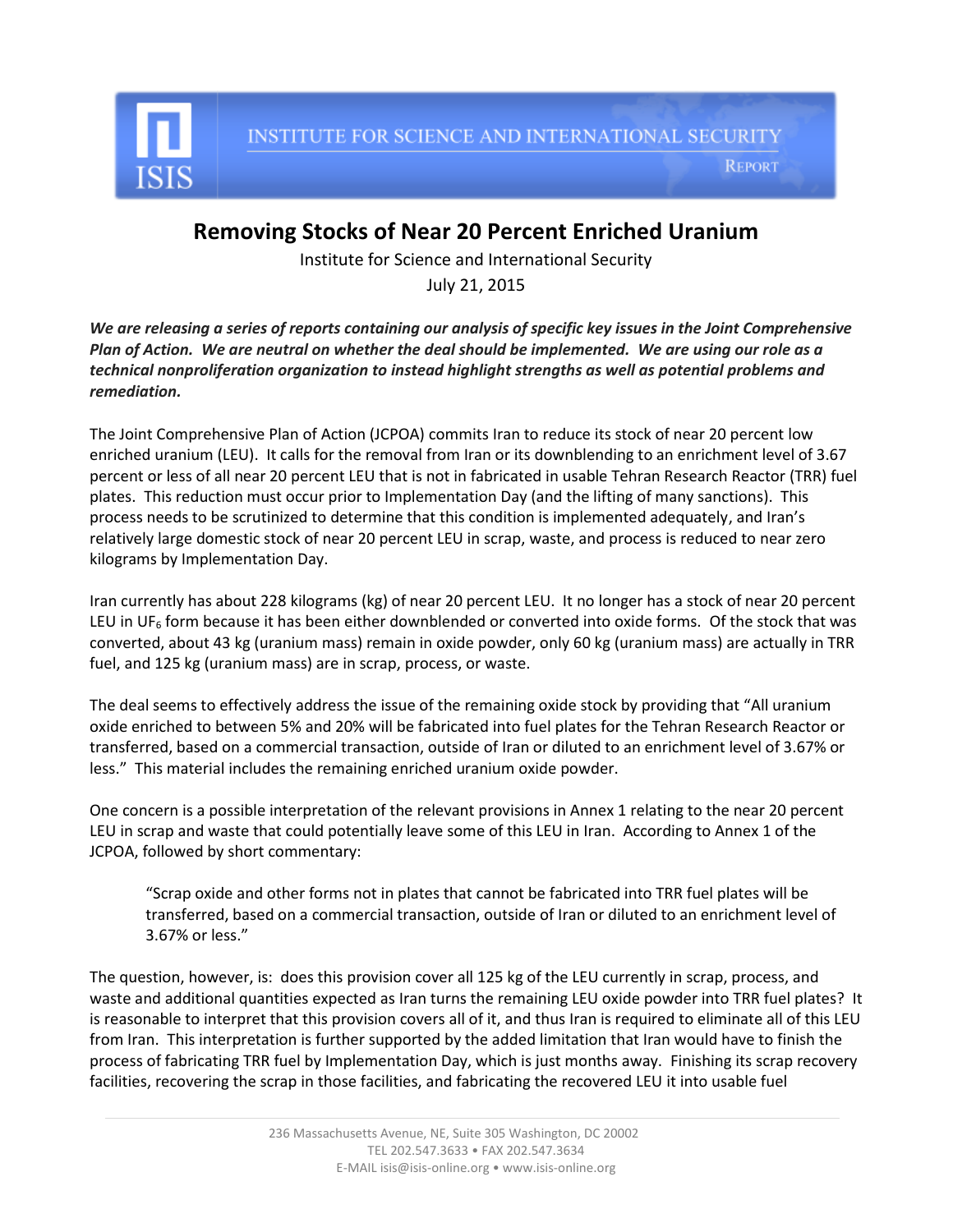# Removing Stocks of Near 20 Percent Enriched Uranium

Institute for Science and International Security

July 21, 2015

***We are releasing a series of reports containing our analysis of specific key issues in the Joint Comprehensive Plan of Action. We are neutral on whether the deal should be implemented. We are using our role as a technical nonproliferation organization to instead highlight strengths as well as potential problems and remediation.***

The Joint Comprehensive Plan of Action (JCPOA) commits Iran to reduce its stock of near 20 percent low enriched uranium (LEU). It calls for the removal from Iran or its downblending to an enrichment level of 3.67 percent or less of all near 20 percent LEU that is not in fabricated in usable Tehran Research Reactor (TRR) fuel plates. This reduction must occur prior to Implementation Day (and the lifting of many sanctions). This process needs to be scrutinized to determine that this condition is implemented adequately, and Iran's relatively large domestic stock of near 20 percent LEU in scrap, waste, and process is reduced to near zero kilograms by Implementation Day.

Iran currently has about 228 kilograms (kg) of near 20 percent LEU. It no longer has a stock of near 20 percent LEU in $UF_6$ form because it has been either downblended or converted into oxide forms. Of the stock that was converted, about 43 kg (uranium mass) remain in oxide powder, only 60 kg (uranium mass) are actually in TRR fuel, and 125 kg (uranium mass) are in scrap, process, or waste.

The deal seems to effectively address the issue of the remaining oxide stock by providing that "All uranium oxide enriched to between 5% and 20% will be fabricated into fuel plates for the Tehran Research Reactor or transferred, based on a commercial transaction, outside of Iran or diluted to an enrichment level of 3.67% or less." This material includes the remaining enriched uranium oxide powder.

One concern is a possible interpretation of the relevant provisions in Annex 1 relating to the near 20 percent LEU in scrap and waste that could potentially leave some of this LEU in Iran. According to Annex 1 of the JCPOA, followed by short commentary:

> "Scrap oxide and other forms not in plates that cannot be fabricated into TRR fuel plates will be transferred, based on a commercial transaction, outside of Iran or diluted to an enrichment level of 3.67% or less."

The question, however, is: does this provision cover all 125 kg of the LEU currently in scrap, process, and waste and additional quantities expected as Iran turns the remaining LEU oxide powder into TRR fuel plates? It is reasonable to interpret that this provision covers all of it, and thus Iran is required to eliminate all of this LEU from Iran. This interpretation is further supported by the added limitation that Iran would have to finish the process of fabricating TRR fuel by Implementation Day, which is just months away. Finishing its scrap recovery facilities, recovering the scrap in those facilities, and fabricating the recovered LEU it into usable fuel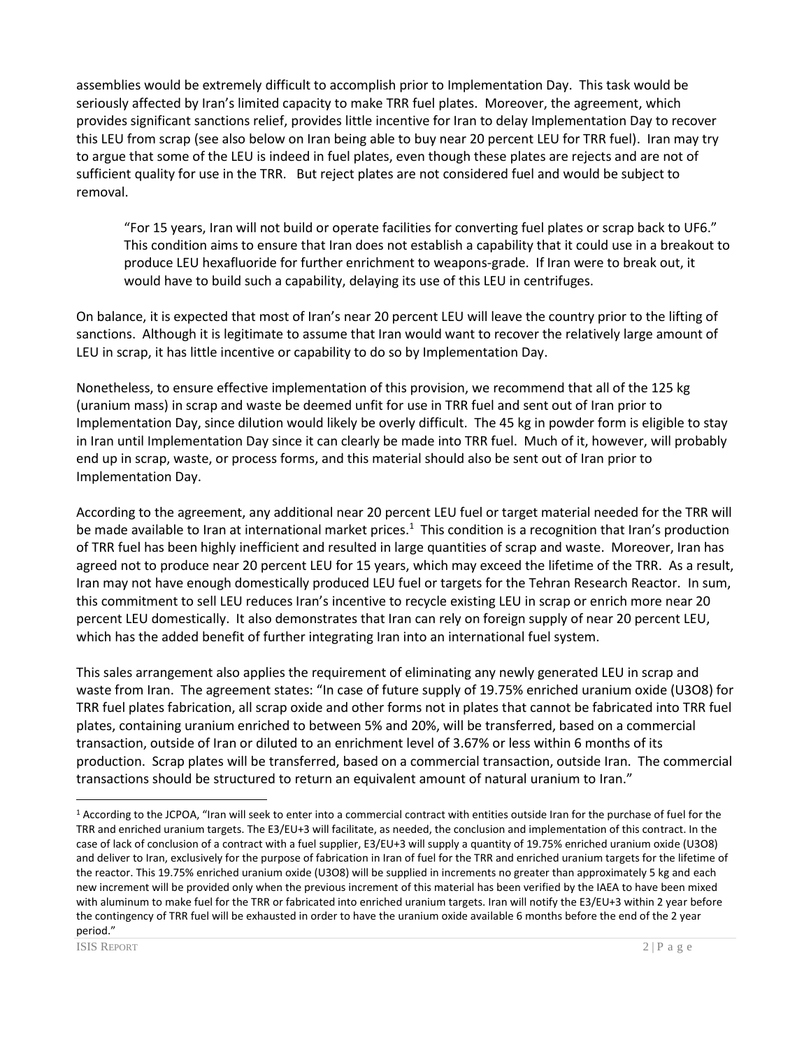assemblies would be extremely difficult to accomplish prior to Implementation Day. This task would be seriously affected by Iran's limited capacity to make TRR fuel plates. Moreover, the agreement, which provides significant sanctions relief, provides little incentive for Iran to delay Implementation Day to recover this LEU from scrap (see also below on Iran being able to buy near 20 percent LEU for TRR fuel). Iran may try to argue that some of the LEU is indeed in fuel plates, even though these plates are rejects and are not of sufficient quality for use in the TRR. But reject plates are not considered fuel and would be subject to removal.

> "For 15 years, Iran will not build or operate facilities for converting fuel plates or scrap back to UF6." This condition aims to ensure that Iran does not establish a capability that it could use in a breakout to produce LEU hexafluoride for further enrichment to weapons-grade. If Iran were to break out, it would have to build such a capability, delaying its use of this LEU in centrifuges.

On balance, it is expected that most of Iran's near 20 percent LEU will leave the country prior to the lifting of sanctions. Although it is legitimate to assume that Iran would want to recover the relatively large amount of LEU in scrap, it has little incentive or capability to do so by Implementation Day.

Nonetheless, to ensure effective implementation of this provision, we recommend that all of the 125 kg (uranium mass) in scrap and waste be deemed unfit for use in TRR fuel and sent out of Iran prior to Implementation Day, since dilution would likely be overly difficult. The 45 kg in powder form is eligible to stay in Iran until Implementation Day since it can clearly be made into TRR fuel. Much of it, however, will probably end up in scrap, waste, or process forms, and this material should also be sent out of Iran prior to Implementation Day.

According to the agreement, any additional near 20 percent LEU fuel or target material needed for the TRR will be made available to Iran at international market prices.[1] This condition is a recognition that Iran's production of TRR fuel has been highly inefficient and resulted in large quantities of scrap and waste. Moreover, Iran has agreed not to produce near 20 percent LEU for 15 years, which may exceed the lifetime of the TRR. As a result, Iran may not have enough domestically produced LEU fuel or targets for the Tehran Research Reactor. In sum, this commitment to sell LEU reduces Iran's incentive to recycle existing LEU in scrap or enrich more near 20 percent LEU domestically. It also demonstrates that Iran can rely on foreign supply of near 20 percent LEU, which has the added benefit of further integrating Iran into an international fuel system.

This sales arrangement also applies the requirement of eliminating any newly generated LEU in scrap and waste from Iran. The agreement states: "In case of future supply of 19.75% enriched uranium oxide (U3O8) for TRR fuel plates fabrication, all scrap oxide and other forms not in plates that cannot be fabricated into TRR fuel plates, containing uranium enriched to between 5% and 20%, will be transferred, based on a commercial transaction, outside of Iran or diluted to an enrichment level of 3.67% or less within 6 months of its production. Scrap plates will be transferred, based on a commercial transaction, outside Iran. The commercial transactions should be structured to return an equivalent amount of natural uranium to Iran."

---

[1] According to the JCPOA, "Iran will seek to enter into a commercial contract with entities outside Iran for the purchase of fuel for the TRR and enriched uranium targets. The E3/EU+3 will facilitate, as needed, the conclusion and implementation of this contract. In the case of lack of conclusion of a contract with a fuel supplier, E3/EU+3 will supply a quantity of 19.75% enriched uranium oxide (U3O8) and deliver to Iran, exclusively for the purpose of fabrication in Iran of fuel for the TRR and enriched uranium targets for the lifetime of the reactor. This 19.75% enriched uranium oxide (U3O8) will be supplied in increments no greater than approximately 5 kg and each new increment will be provided only when the previous increment of this material has been verified by the IAEA to have been mixed with aluminum to make fuel for the TRR or fabricated into enriched uranium targets. Iran will notify the E3/EU+3 within 2 year before the contingency of TRR fuel will be exhausted in order to have the uranium oxide available 6 months before the end of the 2 year period."